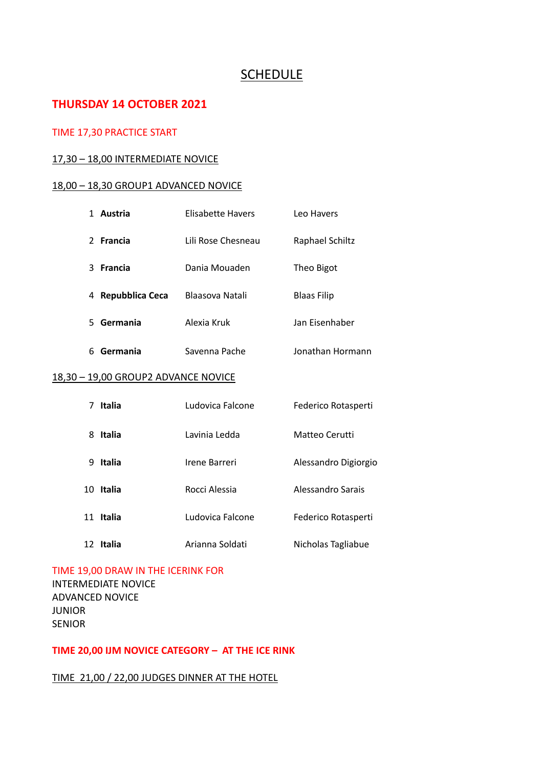# SCHEDULE

## THURSDAY 14 OCTOBER 2021

TIME 17,30 PRACTICE START

17,30 – 18,00 INTERMEDIATE NOVICE

18,00 – 18,30 GROUP1 ADVANCED NOVICE

| | | | |
|---|---|---|---|
| 1 | **Austria** | Elisabette Havers | Leo Havers |
| 2 | **Francia** | Lili Rose Chesneau | Raphael Schiltz |
| 3 | **Francia** | Dania Mouaden | Theo Bigot |
| 4 | **Repubblica Ceca** | Blaasova Natali | Blaas Filip |
| 5 | **Germania** | Alexia Kruk | Jan Eisenhaber |
| 6 | **Germania** | Savenna Pache | Jonathan Hormann |

18,30 – 19,00 GROUP2 ADVANCE NOVICE

| | | | |
|---|---|---|---|
| 7 | **Italia** | Ludovica Falcone | Federico Rotasperti |
| 8 | **Italia** | Lavinia Ledda | Matteo Cerutti |
| 9 | **Italia** | Irene Barreri | Alessandro Digiorgio |
| 10 | **Italia** | Rocci Alessia | Alessandro Sarais |
| 11 | **Italia** | Ludovica Falcone | Federico Rotasperti |
| 12 | **Italia** | Arianna Soldati | Nicholas Tagliabue |

TIME 19,00 DRAW IN THE ICERINK FOR
INTERMEDIATE NOVICE
ADVANCED NOVICE
JUNIOR
SENIOR

**TIME 20,00 IJM NOVICE CATEGORY – AT THE ICE RINK**

TIME 21,00 / 22,00 JUDGES DINNER AT THE HOTEL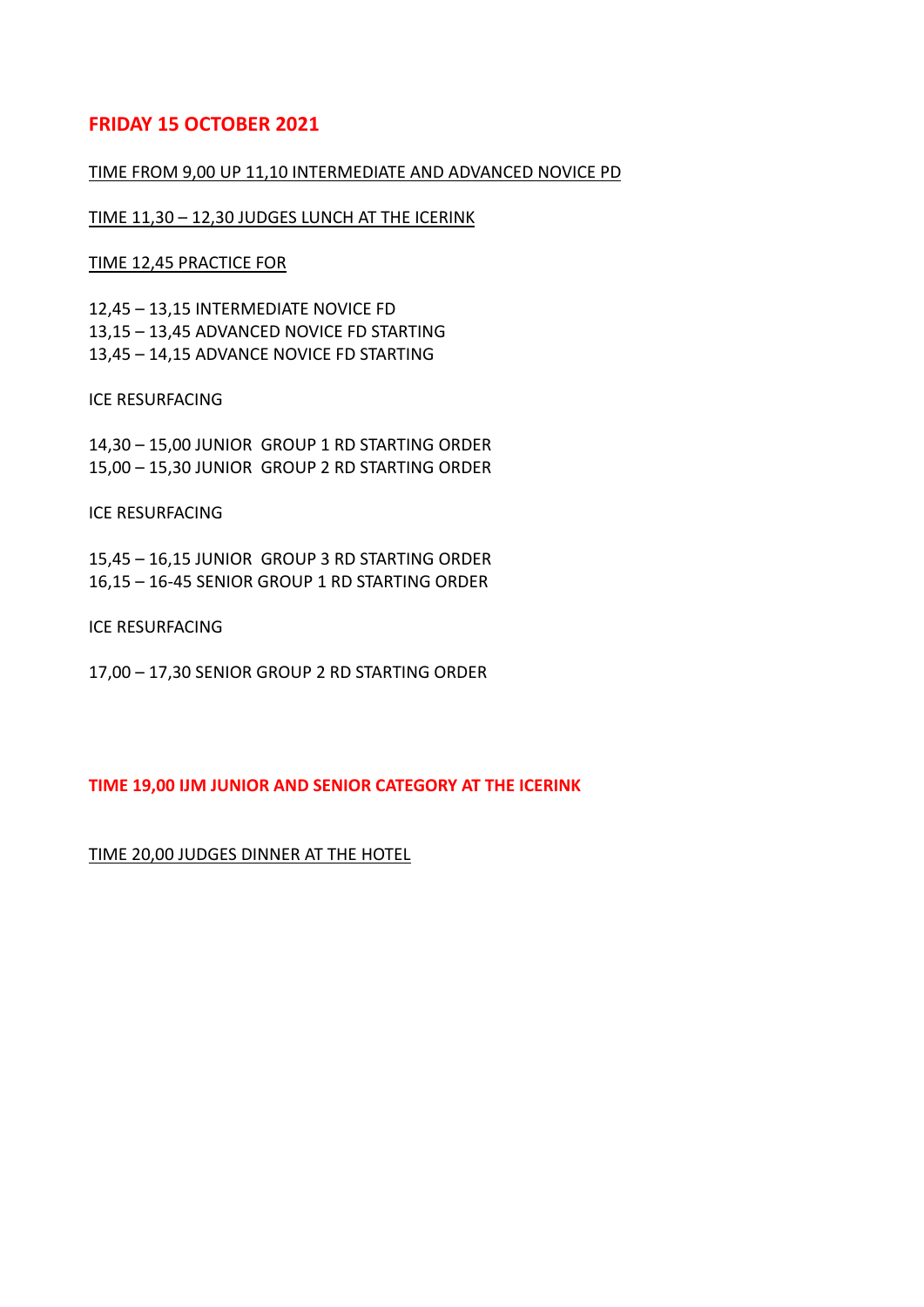## FRIDAY 15 OCTOBER 2021

TIME FROM 9,00 UP 11,10 INTERMEDIATE AND ADVANCED NOVICE PD

TIME 11,30 – 12,30 JUDGES LUNCH AT THE ICERINK

TIME 12,45 PRACTICE FOR

12,45 – 13,15 INTERMEDIATE NOVICE FD
13,15 – 13,45 ADVANCED NOVICE FD STARTING
13,45 – 14,15 ADVANCE NOVICE FD STARTING

ICE RESURFACING

14,30 – 15,00 JUNIOR GROUP 1 RD STARTING ORDER
15,00 – 15,30 JUNIOR GROUP 2 RD STARTING ORDER

ICE RESURFACING

15,45 – 16,15 JUNIOR GROUP 3 RD STARTING ORDER
16,15 – 16-45 SENIOR GROUP 1 RD STARTING ORDER

ICE RESURFACING

17,00 – 17,30 SENIOR GROUP 2 RD STARTING ORDER

**TIME 19,00 IJM JUNIOR AND SENIOR CATEGORY AT THE ICERINK**

TIME 20,00 JUDGES DINNER AT THE HOTEL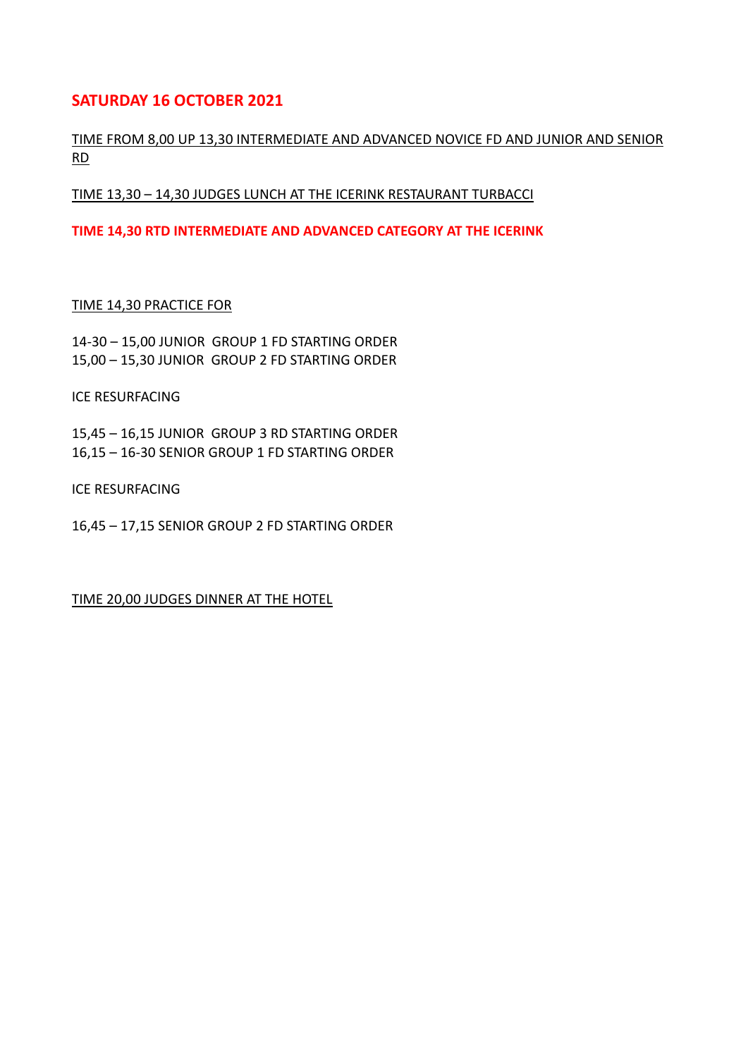## SATURDAY 16 OCTOBER 2021

TIME FROM 8,00 UP 13,30 INTERMEDIATE AND ADVANCED NOVICE FD AND JUNIOR AND SENIOR RD

TIME 13,30 – 14,30 JUDGES LUNCH AT THE ICERINK RESTAURANT TURBACCI

**TIME 14,30 RTD INTERMEDIATE AND ADVANCED CATEGORY AT THE ICERINK**

TIME 14,30 PRACTICE FOR

14-30 – 15,00 JUNIOR GROUP 1 FD STARTING ORDER
15,00 – 15,30 JUNIOR GROUP 2 FD STARTING ORDER

ICE RESURFACING

15,45 – 16,15 JUNIOR GROUP 3 RD STARTING ORDER
16,15 – 16-30 SENIOR GROUP 1 FD STARTING ORDER

ICE RESURFACING

16,45 – 17,15 SENIOR GROUP 2 FD STARTING ORDER

TIME 20,00 JUDGES DINNER AT THE HOTEL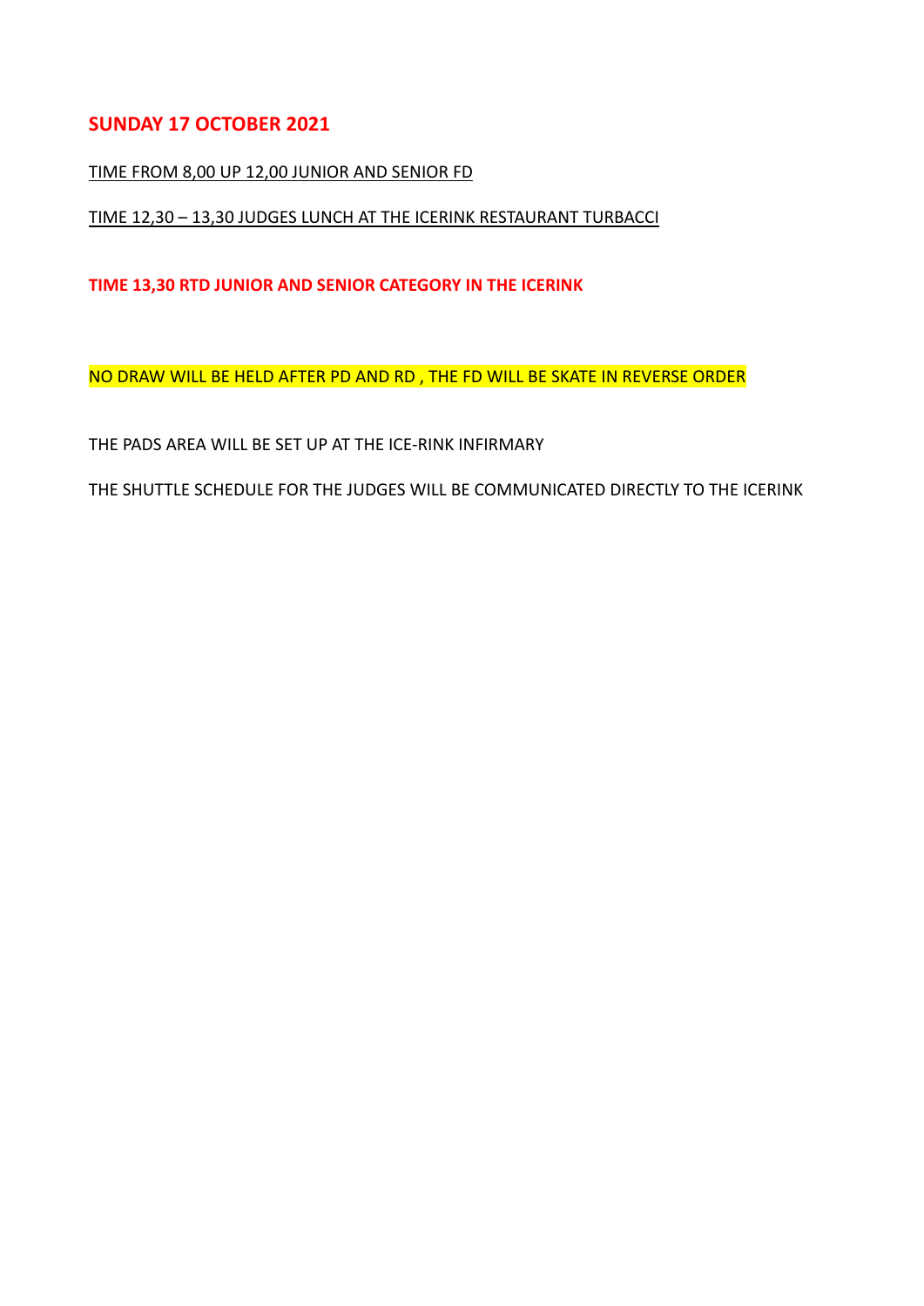## SUNDAY 17 OCTOBER 2021

TIME FROM 8,00 UP 12,00 JUNIOR AND SENIOR FD

TIME 12,30 – 13,30 JUDGES LUNCH AT THE ICERINK RESTAURANT TURBACCI

**TIME 13,30 RTD JUNIOR AND SENIOR CATEGORY IN THE ICERINK**

NO DRAW WILL BE HELD AFTER PD AND RD , THE FD WILL BE SKATE IN REVERSE ORDER

THE PADS AREA WILL BE SET UP AT THE ICE-RINK INFIRMARY

THE SHUTTLE SCHEDULE FOR THE JUDGES WILL BE COMMUNICATED DIRECTLY TO THE ICERINK